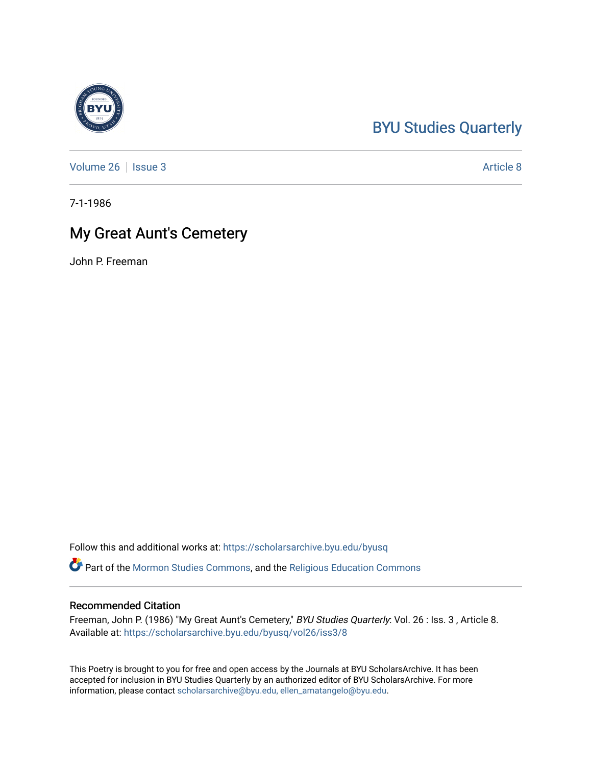BYU Studies Quarterly

Volume 26 | Issue 3 | Article 8

7-1-1986

# My Great Aunt's Cemetery

John P. Freeman

Follow this and additional works at: https://scholarsarchive.byu.edu/byusq

Part of the Mormon Studies Commons, and the Religious Education Commons

## Recommended Citation

Freeman, John P. (1986) "My Great Aunt's Cemetery," *BYU Studies Quarterly*: Vol. 26 : Iss. 3 , Article 8.
Available at: https://scholarsarchive.byu.edu/byusq/vol26/iss3/8

This Poetry is brought to you for free and open access by the Journals at BYU ScholarsArchive. It has been accepted for inclusion in BYU Studies Quarterly by an authorized editor of BYU ScholarsArchive. For more information, please contact scholarsarchive@byu.edu, ellen_amatangelo@byu.edu.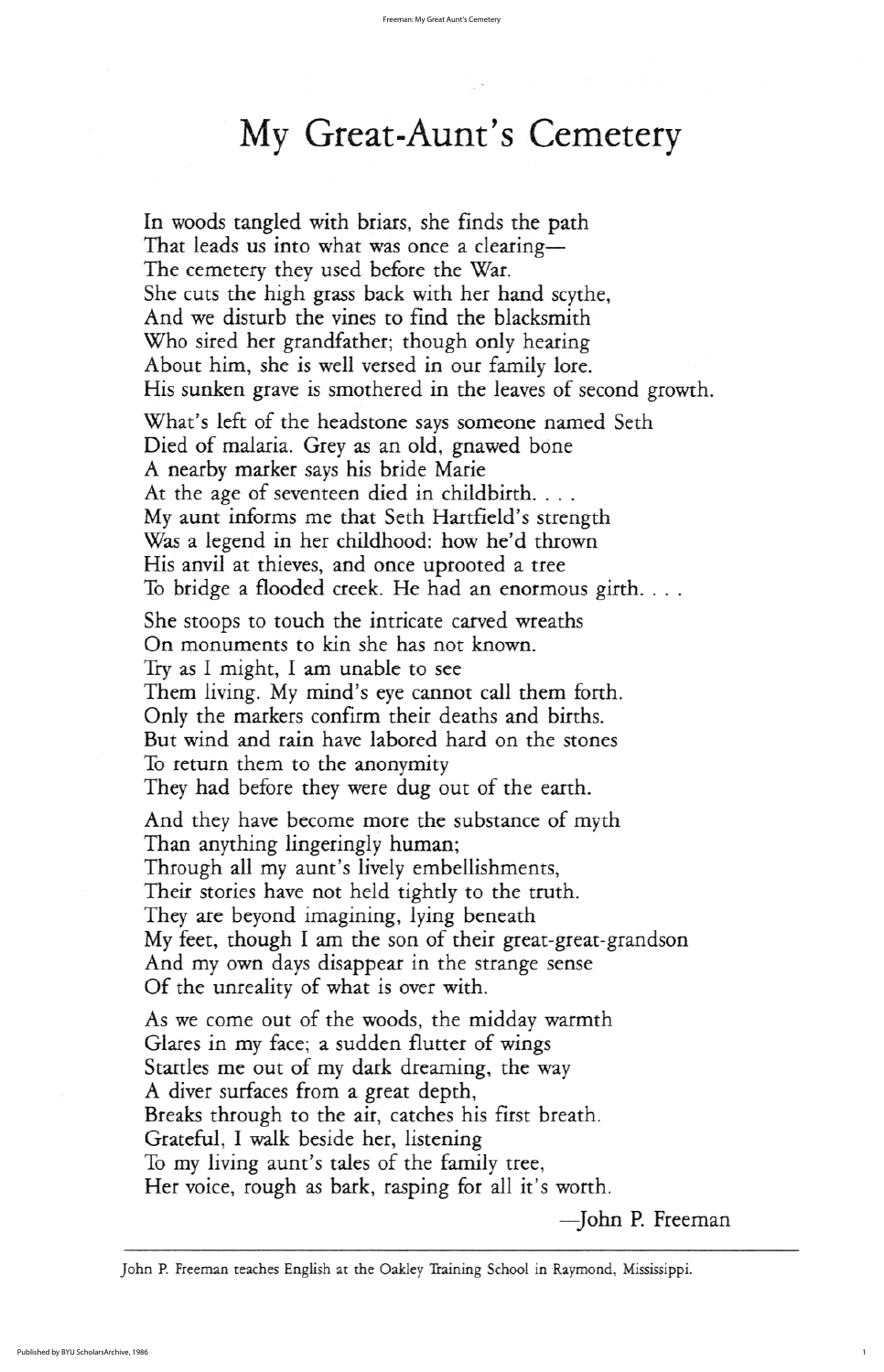# My Great-Aunt's Cemetery

In woods tangled with briars, she finds the path  
That leads us into what was once a clearing—  
The cemetery they used before the War.  
She cuts the high grass back with her hand scythe,  
And we disturb the vines to find the blacksmith  
Who sired her grandfather; though only hearing  
About him, she is well versed in our family lore.  
His sunken grave is smothered in the leaves of second growth.

What's left of the headstone says someone named Seth  
Died of malaria. Grey as an old, gnawed bone  
A nearby marker says his bride Marie  
At the age of seventeen died in childbirth. . . .  
My aunt informs me that Seth Hartfield's strength  
Was a legend in her childhood: how he'd thrown  
His anvil at thieves, and once uprooted a tree  
To bridge a flooded creek. He had an enormous girth. . . .

She stoops to touch the intricate carved wreaths  
On monuments to kin she has not known.  
Try as I might, I am unable to see  
Them living. My mind's eye cannot call them forth.  
Only the markers confirm their deaths and births.  
But wind and rain have labored hard on the stones  
To return them to the anonymity  
They had before they were dug out of the earth.

And they have become more the substance of myth  
Than anything lingeringly human;  
Through all my aunt's lively embellishments,  
Their stories have not held tightly to the truth.  
They are beyond imagining, lying beneath  
My feet, though I am the son of their great-great-grandson  
And my own days disappear in the strange sense  
Of the unreality of what is over with.

As we come out of the woods, the midday warmth  
Glares in my face; a sudden flutter of wings  
Startles me out of my dark dreaming, the way  
A diver surfaces from a great depth,  
Breaks through to the air, catches his first breath.  
Grateful, I walk beside her, listening  
To my living aunt's tales of the family tree,  
Her voice, rough as bark, rasping for all it's worth.

—John P. Freeman

---

John P. Freeman teaches English at the Oakley Training School in Raymond, Mississippi.